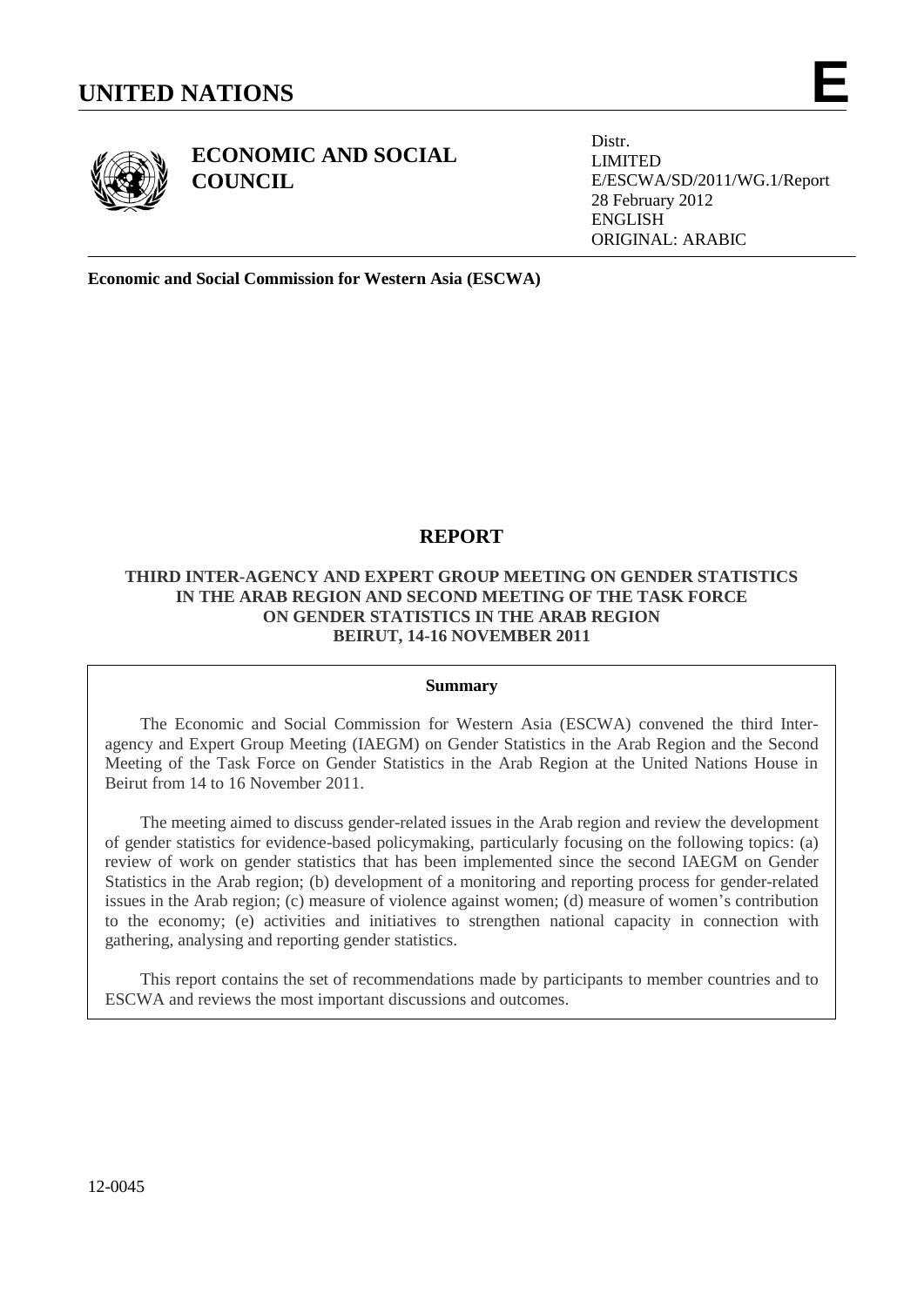# UNITED NATIONS **E**

**ECONOMIC AND SOCIAL COUNCIL**

Distr.
LIMITED
E/ESCWA/SD/2011/WG.1/Report
28 February 2012
ENGLISH
ORIGINAL: ARABIC

**Economic and Social Commission for Western Asia (ESCWA)**

## REPORT

### THIRD INTER-AGENCY AND EXPERT GROUP MEETING ON GENDER STATISTICS IN THE ARAB REGION AND SECOND MEETING OF THE TASK FORCE ON GENDER STATISTICS IN THE ARAB REGION BEIRUT, 14-16 NOVEMBER 2011

**Summary**

The Economic and Social Commission for Western Asia (ESCWA) convened the third Inter-agency and Expert Group Meeting (IAEGM) on Gender Statistics in the Arab Region and the Second Meeting of the Task Force on Gender Statistics in the Arab Region at the United Nations House in Beirut from 14 to 16 November 2011.

The meeting aimed to discuss gender-related issues in the Arab region and review the development of gender statistics for evidence-based policymaking, particularly focusing on the following topics: (a) review of work on gender statistics that has been implemented since the second IAEGM on Gender Statistics in the Arab region; (b) development of a monitoring and reporting process for gender-related issues in the Arab region; (c) measure of violence against women; (d) measure of women's contribution to the economy; (e) activities and initiatives to strengthen national capacity in connection with gathering, analysing and reporting gender statistics.

This report contains the set of recommendations made by participants to member countries and to ESCWA and reviews the most important discussions and outcomes.

12-0045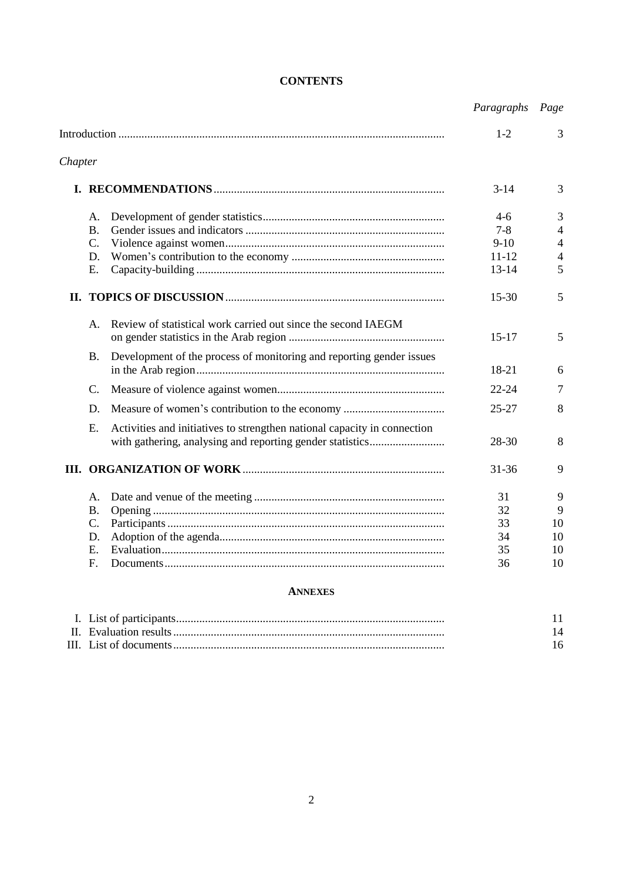# CONTENTS

| | *Paragraphs* | *Page* |
|---|---|---|
| Introduction | 1-2 | 3 |
| *Chapter* | | |
| **I. RECOMMENDATIONS** | 3-14 | 3 |
| A. Development of gender statistics | 4-6 | 3 |
| B. Gender issues and indicators | 7-8 | 4 |
| C. Violence against women | 9-10 | 4 |
| D. Women's contribution to the economy | 11-12 | 4 |
| E. Capacity-building | 13-14 | 5 |
| **II. TOPICS OF DISCUSSION** | 15-30 | 5 |
| A. Review of statistical work carried out since the second IAEGM on gender statistics in the Arab region | 15-17 | 5 |
| B. Development of the process of monitoring and reporting gender issues in the Arab region | 18-21 | 6 |
| C. Measure of violence against women | 22-24 | 7 |
| D. Measure of women's contribution to the economy | 25-27 | 8 |
| E. Activities and initiatives to strengthen national capacity in connection with gathering, analysing and reporting gender statistics | 28-30 | 8 |
| **III. ORGANIZATION OF WORK** | 31-36 | 9 |
| A. Date and venue of the meeting | 31 | 9 |
| B. Opening | 32 | 9 |
| C. Participants | 33 | 10 |
| D. Adoption of the agenda | 34 | 10 |
| E. Evaluation | 35 | 10 |
| F. Documents | 36 | 10 |

## ANNEXES

| | | |
|---|---|---|
| I. List of participants | | 11 |
| II. Evaluation results | | 14 |
| III. List of documents | | 16 |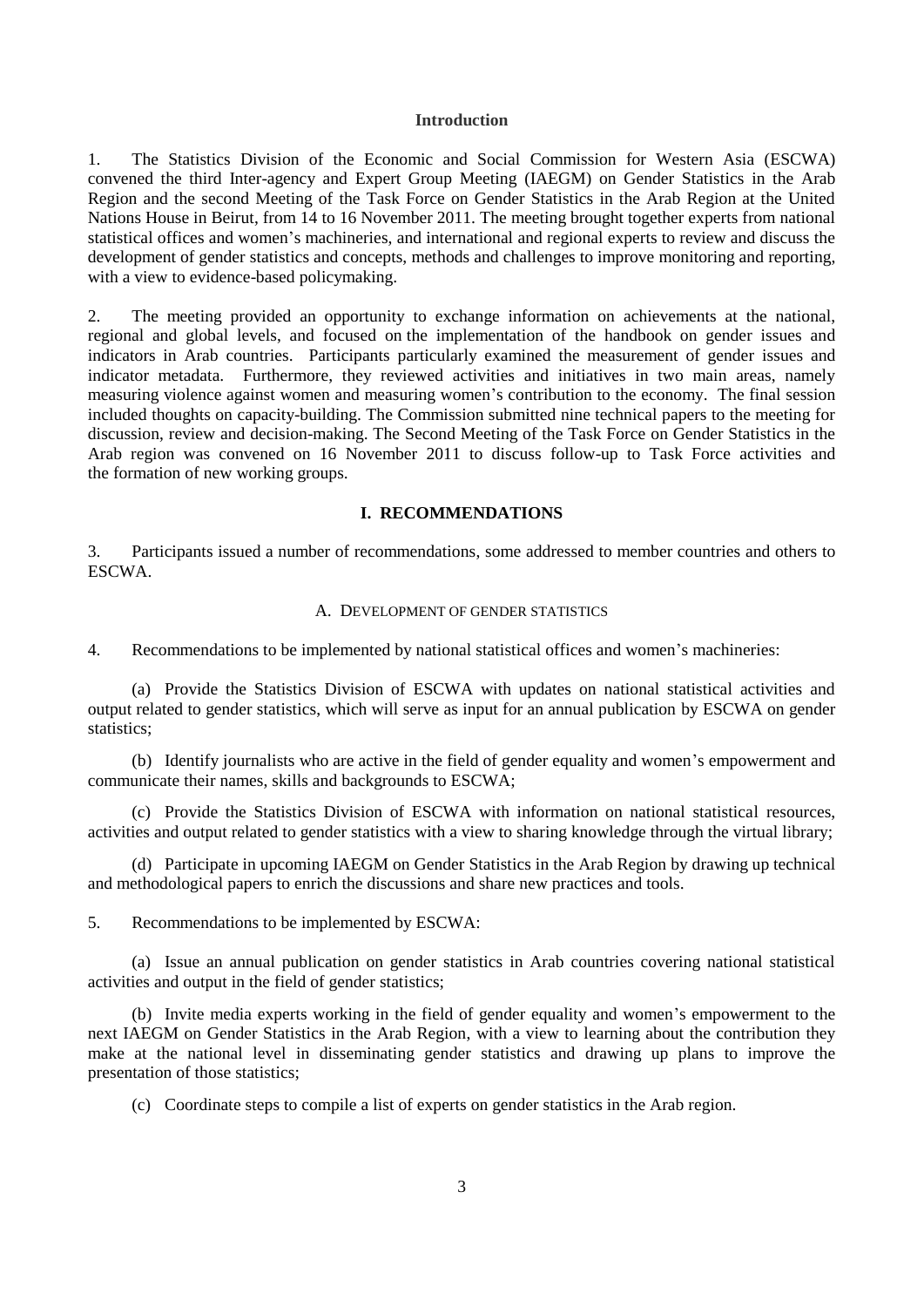## Introduction

1. The Statistics Division of the Economic and Social Commission for Western Asia (ESCWA) convened the third Inter-agency and Expert Group Meeting (IAEGM) on Gender Statistics in the Arab Region and the second Meeting of the Task Force on Gender Statistics in the Arab Region at the United Nations House in Beirut, from 14 to 16 November 2011. The meeting brought together experts from national statistical offices and women's machineries, and international and regional experts to review and discuss the development of gender statistics and concepts, methods and challenges to improve monitoring and reporting, with a view to evidence-based policymaking.

2. The meeting provided an opportunity to exchange information on achievements at the national, regional and global levels, and focused on the implementation of the handbook on gender issues and indicators in Arab countries. Participants particularly examined the measurement of gender issues and indicator metadata. Furthermore, they reviewed activities and initiatives in two main areas, namely measuring violence against women and measuring women's contribution to the economy. The final session included thoughts on capacity-building. The Commission submitted nine technical papers to the meeting for discussion, review and decision-making. The Second Meeting of the Task Force on Gender Statistics in the Arab region was convened on 16 November 2011 to discuss follow-up to Task Force activities and the formation of new working groups.

## I. RECOMMENDATIONS

3. Participants issued a number of recommendations, some addressed to member countries and others to ESCWA.

### A. DEVELOPMENT OF GENDER STATISTICS

4. Recommendations to be implemented by national statistical offices and women's machineries:

(a) Provide the Statistics Division of ESCWA with updates on national statistical activities and output related to gender statistics, which will serve as input for an annual publication by ESCWA on gender statistics;

(b) Identify journalists who are active in the field of gender equality and women's empowerment and communicate their names, skills and backgrounds to ESCWA;

(c) Provide the Statistics Division of ESCWA with information on national statistical resources, activities and output related to gender statistics with a view to sharing knowledge through the virtual library;

(d) Participate in upcoming IAEGM on Gender Statistics in the Arab Region by drawing up technical and methodological papers to enrich the discussions and share new practices and tools.

5. Recommendations to be implemented by ESCWA:

(a) Issue an annual publication on gender statistics in Arab countries covering national statistical activities and output in the field of gender statistics;

(b) Invite media experts working in the field of gender equality and women's empowerment to the next IAEGM on Gender Statistics in the Arab Region, with a view to learning about the contribution they make at the national level in disseminating gender statistics and drawing up plans to improve the presentation of those statistics;

(c) Coordinate steps to compile a list of experts on gender statistics in the Arab region.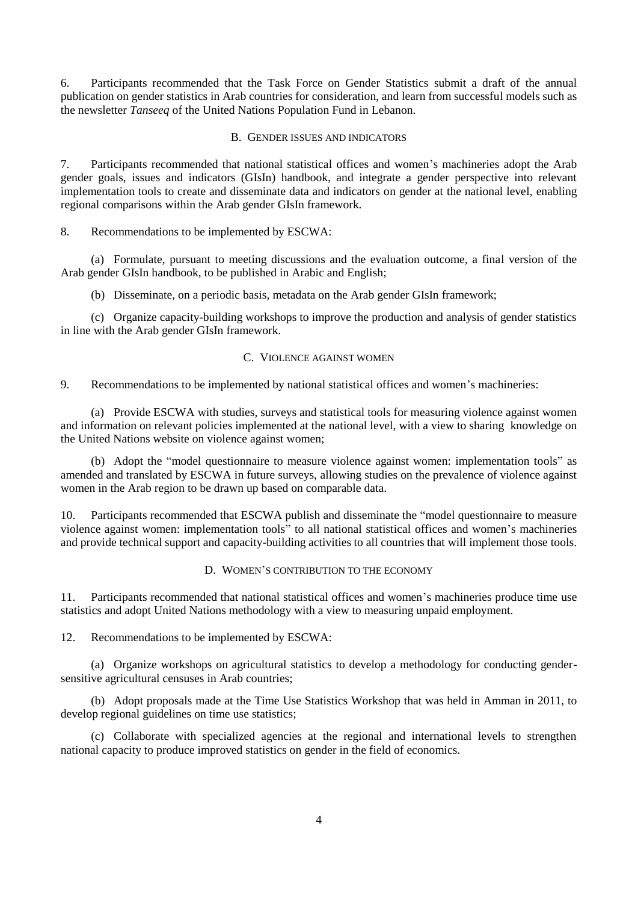6. Participants recommended that the Task Force on Gender Statistics submit a draft of the annual publication on gender statistics in Arab countries for consideration, and learn from successful models such as the newsletter *Tanseeq* of the United Nations Population Fund in Lebanon.

### B. GENDER ISSUES AND INDICATORS

7. Participants recommended that national statistical offices and women's machineries adopt the Arab gender goals, issues and indicators (GIsIn) handbook, and integrate a gender perspective into relevant implementation tools to create and disseminate data and indicators on gender at the national level, enabling regional comparisons within the Arab gender GIsIn framework.

8. Recommendations to be implemented by ESCWA:

(a) Formulate, pursuant to meeting discussions and the evaluation outcome, a final version of the Arab gender GIsIn handbook, to be published in Arabic and English;

(b) Disseminate, on a periodic basis, metadata on the Arab gender GIsIn framework;

(c) Organize capacity-building workshops to improve the production and analysis of gender statistics in line with the Arab gender GIsIn framework.

### C. VIOLENCE AGAINST WOMEN

9. Recommendations to be implemented by national statistical offices and women's machineries:

(a) Provide ESCWA with studies, surveys and statistical tools for measuring violence against women and information on relevant policies implemented at the national level, with a view to sharing knowledge on the United Nations website on violence against women;

(b) Adopt the "model questionnaire to measure violence against women: implementation tools" as amended and translated by ESCWA in future surveys, allowing studies on the prevalence of violence against women in the Arab region to be drawn up based on comparable data.

10. Participants recommended that ESCWA publish and disseminate the "model questionnaire to measure violence against women: implementation tools" to all national statistical offices and women's machineries and provide technical support and capacity-building activities to all countries that will implement those tools.

### D. WOMEN'S CONTRIBUTION TO THE ECONOMY

11. Participants recommended that national statistical offices and women's machineries produce time use statistics and adopt United Nations methodology with a view to measuring unpaid employment.

12. Recommendations to be implemented by ESCWA:

(a) Organize workshops on agricultural statistics to develop a methodology for conducting gender-sensitive agricultural censuses in Arab countries;

(b) Adopt proposals made at the Time Use Statistics Workshop that was held in Amman in 2011, to develop regional guidelines on time use statistics;

(c) Collaborate with specialized agencies at the regional and international levels to strengthen national capacity to produce improved statistics on gender in the field of economics.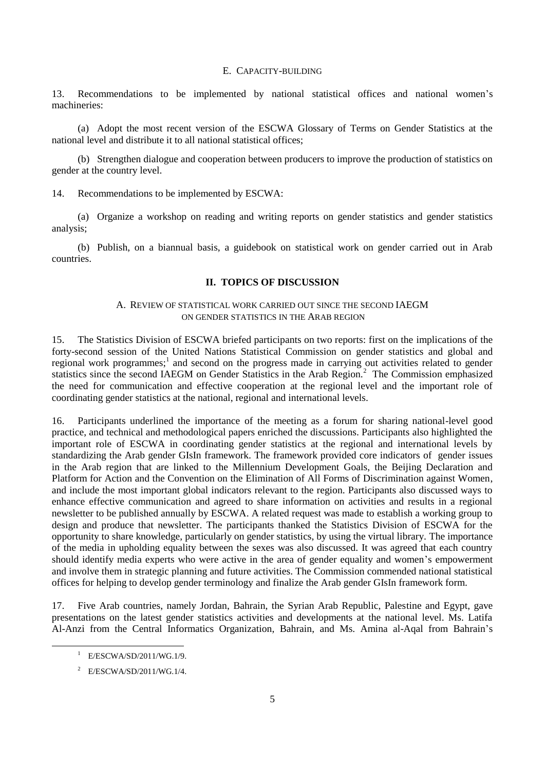### E. CAPACITY-BUILDING

13. Recommendations to be implemented by national statistical offices and national women's machineries:

(a) Adopt the most recent version of the ESCWA Glossary of Terms on Gender Statistics at the national level and distribute it to all national statistical offices;

(b) Strengthen dialogue and cooperation between producers to improve the production of statistics on gender at the country level.

14. Recommendations to be implemented by ESCWA:

(a) Organize a workshop on reading and writing reports on gender statistics and gender statistics analysis;

(b) Publish, on a biannual basis, a guidebook on statistical work on gender carried out in Arab countries.

## II. TOPICS OF DISCUSSION

### A. REVIEW OF STATISTICAL WORK CARRIED OUT SINCE THE SECOND IAEGM ON GENDER STATISTICS IN THE ARAB REGION

15. The Statistics Division of ESCWA briefed participants on two reports: first on the implications of the forty-second session of the United Nations Statistical Commission on gender statistics and global and regional work programmes;[1] and second on the progress made in carrying out activities related to gender statistics since the second IAEGM on Gender Statistics in the Arab Region.[2] The Commission emphasized the need for communication and effective cooperation at the regional level and the important role of coordinating gender statistics at the national, regional and international levels.

16. Participants underlined the importance of the meeting as a forum for sharing national-level good practice, and technical and methodological papers enriched the discussions. Participants also highlighted the important role of ESCWA in coordinating gender statistics at the regional and international levels by standardizing the Arab gender GIsIn framework. The framework provided core indicators of gender issues in the Arab region that are linked to the Millennium Development Goals, the Beijing Declaration and Platform for Action and the Convention on the Elimination of All Forms of Discrimination against Women, and include the most important global indicators relevant to the region. Participants also discussed ways to enhance effective communication and agreed to share information on activities and results in a regional newsletter to be published annually by ESCWA. A related request was made to establish a working group to design and produce that newsletter. The participants thanked the Statistics Division of ESCWA for the opportunity to share knowledge, particularly on gender statistics, by using the virtual library. The importance of the media in upholding equality between the sexes was also discussed. It was agreed that each country should identify media experts who were active in the area of gender equality and women's empowerment and involve them in strategic planning and future activities. The Commission commended national statistical offices for helping to develop gender terminology and finalize the Arab gender GIsIn framework form.

17. Five Arab countries, namely Jordan, Bahrain, the Syrian Arab Republic, Palestine and Egypt, gave presentations on the latest gender statistics activities and developments at the national level. Ms. Latifa Al-Anzi from the Central Informatics Organization, Bahrain, and Ms. Amina al-Aqal from Bahrain's

---

[1] E/ESCWA/SD/2011/WG.1/9.

[2] E/ESCWA/SD/2011/WG.1/4.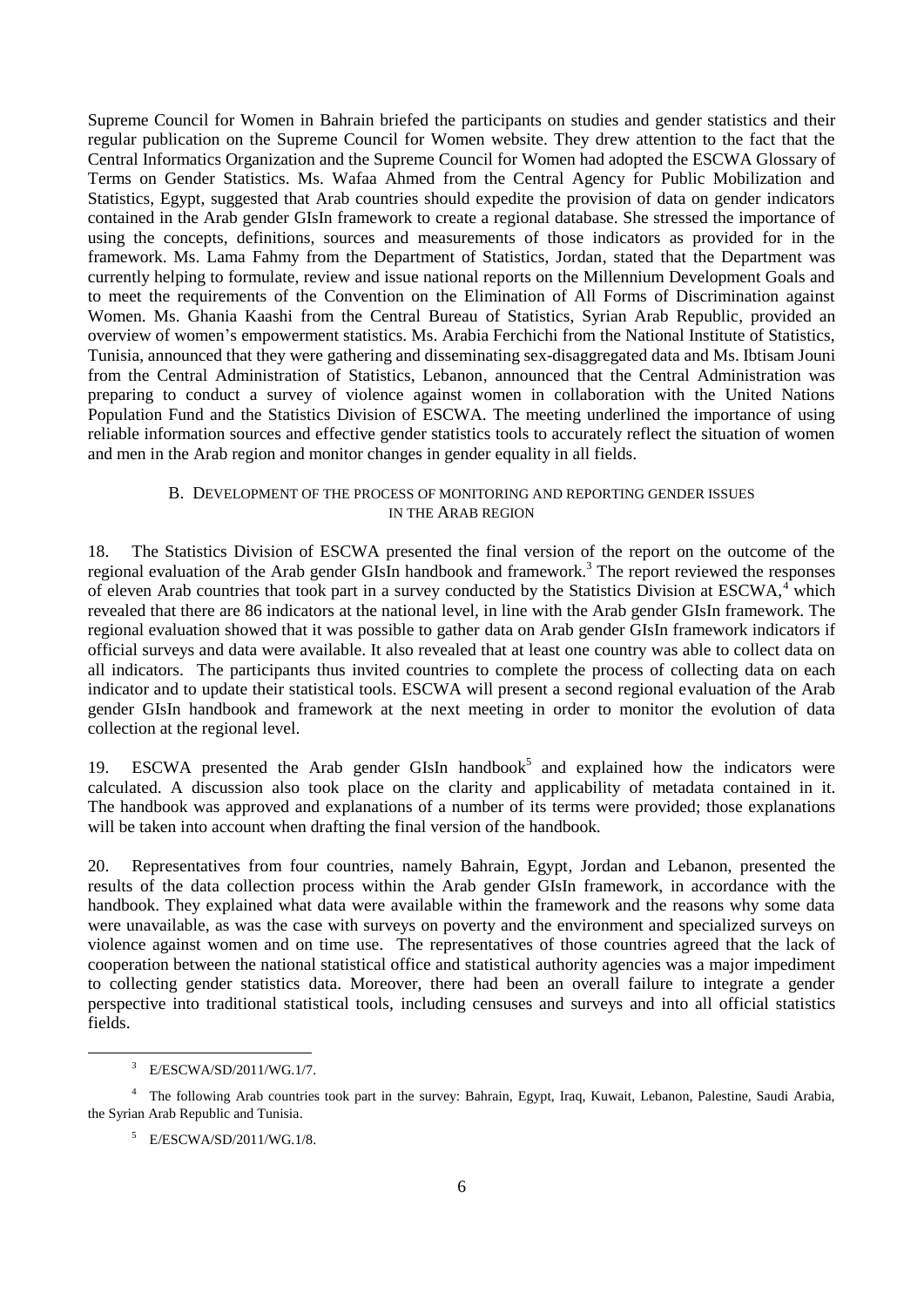Supreme Council for Women in Bahrain briefed the participants on studies and gender statistics and their regular publication on the Supreme Council for Women website. They drew attention to the fact that the Central Informatics Organization and the Supreme Council for Women had adopted the ESCWA Glossary of Terms on Gender Statistics. Ms. Wafaa Ahmed from the Central Agency for Public Mobilization and Statistics, Egypt, suggested that Arab countries should expedite the provision of data on gender indicators contained in the Arab gender GIsIn framework to create a regional database. She stressed the importance of using the concepts, definitions, sources and measurements of those indicators as provided for in the framework. Ms. Lama Fahmy from the Department of Statistics, Jordan, stated that the Department was currently helping to formulate, review and issue national reports on the Millennium Development Goals and to meet the requirements of the Convention on the Elimination of All Forms of Discrimination against Women. Ms. Ghania Kaashi from the Central Bureau of Statistics, Syrian Arab Republic, provided an overview of women's empowerment statistics. Ms. Arabia Ferchichi from the National Institute of Statistics, Tunisia, announced that they were gathering and disseminating sex-disaggregated data and Ms. Ibtisam Jouni from the Central Administration of Statistics, Lebanon, announced that the Central Administration was preparing to conduct a survey of violence against women in collaboration with the United Nations Population Fund and the Statistics Division of ESCWA. The meeting underlined the importance of using reliable information sources and effective gender statistics tools to accurately reflect the situation of women and men in the Arab region and monitor changes in gender equality in all fields.

### B. DEVELOPMENT OF THE PROCESS OF MONITORING AND REPORTING GENDER ISSUES IN THE ARAB REGION

18. The Statistics Division of ESCWA presented the final version of the report on the outcome of the regional evaluation of the Arab gender GIsIn handbook and framework.[3] The report reviewed the responses of eleven Arab countries that took part in a survey conducted by the Statistics Division at ESCWA,[4] which revealed that there are 86 indicators at the national level, in line with the Arab gender GIsIn framework. The regional evaluation showed that it was possible to gather data on Arab gender GIsIn framework indicators if official surveys and data were available. It also revealed that at least one country was able to collect data on all indicators. The participants thus invited countries to complete the process of collecting data on each indicator and to update their statistical tools. ESCWA will present a second regional evaluation of the Arab gender GIsIn handbook and framework at the next meeting in order to monitor the evolution of data collection at the regional level.

19. ESCWA presented the Arab gender GIsIn handbook[5] and explained how the indicators were calculated. A discussion also took place on the clarity and applicability of metadata contained in it. The handbook was approved and explanations of a number of its terms were provided; those explanations will be taken into account when drafting the final version of the handbook.

20. Representatives from four countries, namely Bahrain, Egypt, Jordan and Lebanon, presented the results of the data collection process within the Arab gender GIsIn framework, in accordance with the handbook. They explained what data were available within the framework and the reasons why some data were unavailable, as was the case with surveys on poverty and the environment and specialized surveys on violence against women and on time use. The representatives of those countries agreed that the lack of cooperation between the national statistical office and statistical authority agencies was a major impediment to collecting gender statistics data. Moreover, there had been an overall failure to integrate a gender perspective into traditional statistical tools, including censuses and surveys and into all official statistics fields.

---

[3] E/ESCWA/SD/2011/WG.1/7.

[4] The following Arab countries took part in the survey: Bahrain, Egypt, Iraq, Kuwait, Lebanon, Palestine, Saudi Arabia, the Syrian Arab Republic and Tunisia.

[5] E/ESCWA/SD/2011/WG.1/8.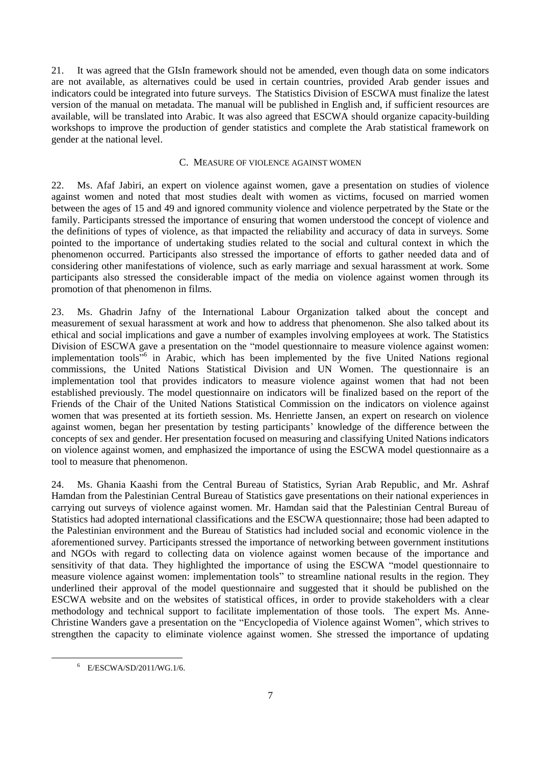21. It was agreed that the GIsIn framework should not be amended, even though data on some indicators are not available, as alternatives could be used in certain countries, provided Arab gender issues and indicators could be integrated into future surveys. The Statistics Division of ESCWA must finalize the latest version of the manual on metadata. The manual will be published in English and, if sufficient resources are available, will be translated into Arabic. It was also agreed that ESCWA should organize capacity-building workshops to improve the production of gender statistics and complete the Arab statistical framework on gender at the national level.

### C. MEASURE OF VIOLENCE AGAINST WOMEN

22. Ms. Afaf Jabiri, an expert on violence against women, gave a presentation on studies of violence against women and noted that most studies dealt with women as victims, focused on married women between the ages of 15 and 49 and ignored community violence and violence perpetrated by the State or the family. Participants stressed the importance of ensuring that women understood the concept of violence and the definitions of types of violence, as that impacted the reliability and accuracy of data in surveys. Some pointed to the importance of undertaking studies related to the social and cultural context in which the phenomenon occurred. Participants also stressed the importance of efforts to gather needed data and of considering other manifestations of violence, such as early marriage and sexual harassment at work. Some participants also stressed the considerable impact of the media on violence against women through its promotion of that phenomenon in films.

23. Ms. Ghadrin Jafny of the International Labour Organization talked about the concept and measurement of sexual harassment at work and how to address that phenomenon. She also talked about its ethical and social implications and gave a number of examples involving employees at work. The Statistics Division of ESCWA gave a presentation on the "model questionnaire to measure violence against women: implementation tools"[6] in Arabic, which has been implemented by the five United Nations regional commissions, the United Nations Statistical Division and UN Women. The questionnaire is an implementation tool that provides indicators to measure violence against women that had not been established previously. The model questionnaire on indicators will be finalized based on the report of the Friends of the Chair of the United Nations Statistical Commission on the indicators on violence against women that was presented at its fortieth session. Ms. Henriette Jansen, an expert on research on violence against women, began her presentation by testing participants' knowledge of the difference between the concepts of sex and gender. Her presentation focused on measuring and classifying United Nations indicators on violence against women, and emphasized the importance of using the ESCWA model questionnaire as a tool to measure that phenomenon.

24. Ms. Ghania Kaashi from the Central Bureau of Statistics, Syrian Arab Republic, and Mr. Ashraf Hamdan from the Palestinian Central Bureau of Statistics gave presentations on their national experiences in carrying out surveys of violence against women. Mr. Hamdan said that the Palestinian Central Bureau of Statistics had adopted international classifications and the ESCWA questionnaire; those had been adapted to the Palestinian environment and the Bureau of Statistics had included social and economic violence in the aforementioned survey. Participants stressed the importance of networking between government institutions and NGOs with regard to collecting data on violence against women because of the importance and sensitivity of that data. They highlighted the importance of using the ESCWA "model questionnaire to measure violence against women: implementation tools" to streamline national results in the region. They underlined their approval of the model questionnaire and suggested that it should be published on the ESCWA website and on the websites of statistical offices, in order to provide stakeholders with a clear methodology and technical support to facilitate implementation of those tools. The expert Ms. Anne-Christine Wanders gave a presentation on the "Encyclopedia of Violence against Women", which strives to strengthen the capacity to eliminate violence against women. She stressed the importance of updating

---

[6] E/ESCWA/SD/2011/WG.1/6.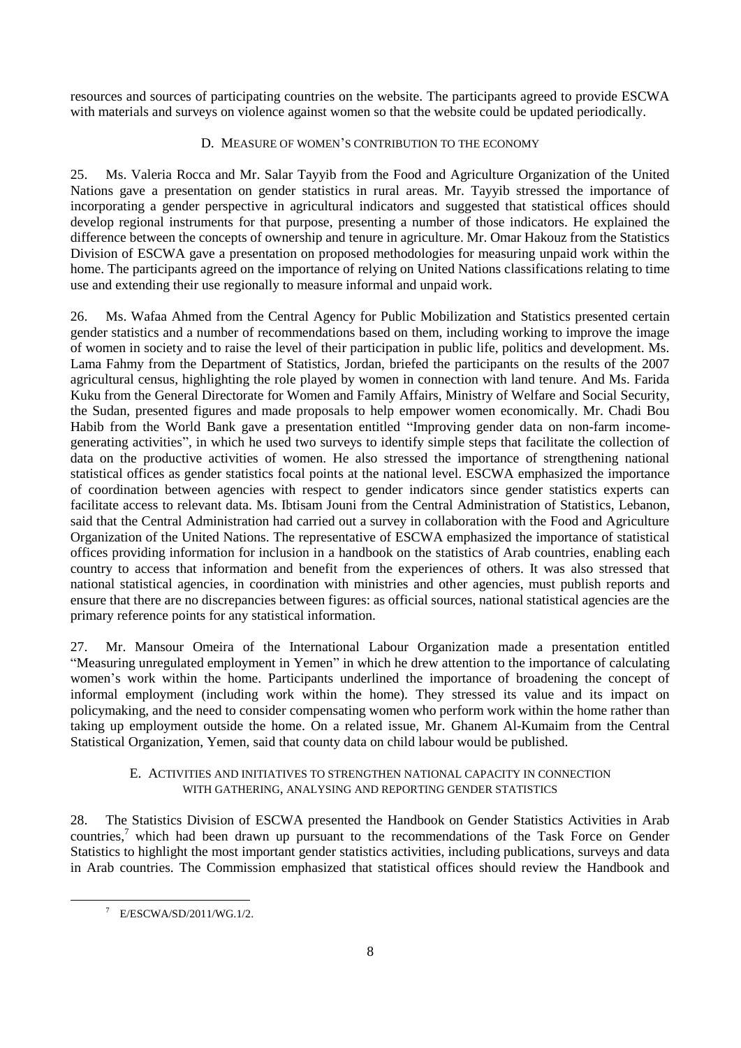resources and sources of participating countries on the website. The participants agreed to provide ESCWA with materials and surveys on violence against women so that the website could be updated periodically.

### D. MEASURE OF WOMEN'S CONTRIBUTION TO THE ECONOMY

25. Ms. Valeria Rocca and Mr. Salar Tayyib from the Food and Agriculture Organization of the United Nations gave a presentation on gender statistics in rural areas. Mr. Tayyib stressed the importance of incorporating a gender perspective in agricultural indicators and suggested that statistical offices should develop regional instruments for that purpose, presenting a number of those indicators. He explained the difference between the concepts of ownership and tenure in agriculture. Mr. Omar Hakouz from the Statistics Division of ESCWA gave a presentation on proposed methodologies for measuring unpaid work within the home. The participants agreed on the importance of relying on United Nations classifications relating to time use and extending their use regionally to measure informal and unpaid work.

26. Ms. Wafaa Ahmed from the Central Agency for Public Mobilization and Statistics presented certain gender statistics and a number of recommendations based on them, including working to improve the image of women in society and to raise the level of their participation in public life, politics and development. Ms. Lama Fahmy from the Department of Statistics, Jordan, briefed the participants on the results of the 2007 agricultural census, highlighting the role played by women in connection with land tenure. And Ms. Farida Kuku from the General Directorate for Women and Family Affairs, Ministry of Welfare and Social Security, the Sudan, presented figures and made proposals to help empower women economically. Mr. Chadi Bou Habib from the World Bank gave a presentation entitled "Improving gender data on non-farm income-generating activities", in which he used two surveys to identify simple steps that facilitate the collection of data on the productive activities of women. He also stressed the importance of strengthening national statistical offices as gender statistics focal points at the national level. ESCWA emphasized the importance of coordination between agencies with respect to gender indicators since gender statistics experts can facilitate access to relevant data. Ms. Ibtisam Jouni from the Central Administration of Statistics, Lebanon, said that the Central Administration had carried out a survey in collaboration with the Food and Agriculture Organization of the United Nations. The representative of ESCWA emphasized the importance of statistical offices providing information for inclusion in a handbook on the statistics of Arab countries, enabling each country to access that information and benefit from the experiences of others. It was also stressed that national statistical agencies, in coordination with ministries and other agencies, must publish reports and ensure that there are no discrepancies between figures: as official sources, national statistical agencies are the primary reference points for any statistical information.

27. Mr. Mansour Omeira of the International Labour Organization made a presentation entitled "Measuring unregulated employment in Yemen" in which he drew attention to the importance of calculating women's work within the home. Participants underlined the importance of broadening the concept of informal employment (including work within the home). They stressed its value and its impact on policymaking, and the need to consider compensating women who perform work within the home rather than taking up employment outside the home. On a related issue, Mr. Ghanem Al-Kumaim from the Central Statistical Organization, Yemen, said that county data on child labour would be published.

### E. ACTIVITIES AND INITIATIVES TO STRENGTHEN NATIONAL CAPACITY IN CONNECTION WITH GATHERING, ANALYSING AND REPORTING GENDER STATISTICS

28. The Statistics Division of ESCWA presented the Handbook on Gender Statistics Activities in Arab countries,[7] which had been drawn up pursuant to the recommendations of the Task Force on Gender Statistics to highlight the most important gender statistics activities, including publications, surveys and data in Arab countries. The Commission emphasized that statistical offices should review the Handbook and

[7] E/ESCWA/SD/2011/WG.1/2.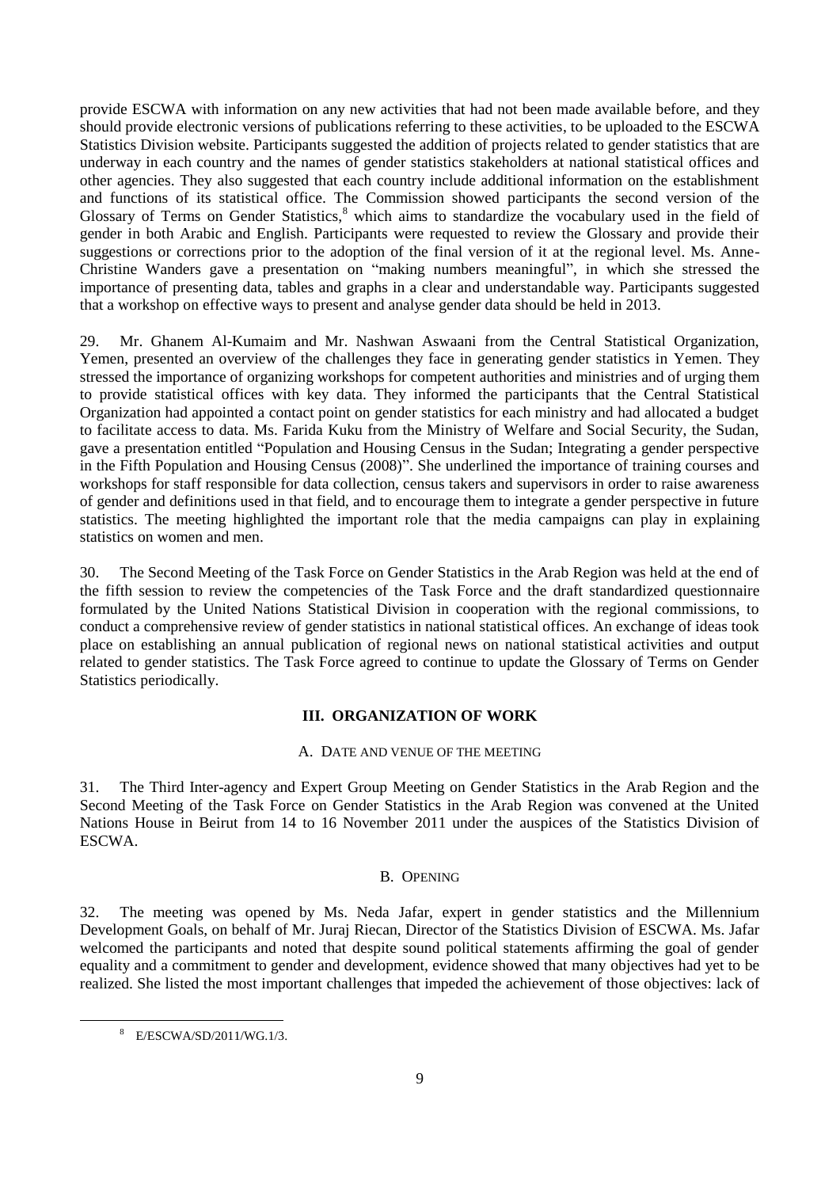provide ESCWA with information on any new activities that had not been made available before, and they should provide electronic versions of publications referring to these activities, to be uploaded to the ESCWA Statistics Division website. Participants suggested the addition of projects related to gender statistics that are underway in each country and the names of gender statistics stakeholders at national statistical offices and other agencies. They also suggested that each country include additional information on the establishment and functions of its statistical office. The Commission showed participants the second version of the Glossary of Terms on Gender Statistics,[8] which aims to standardize the vocabulary used in the field of gender in both Arabic and English. Participants were requested to review the Glossary and provide their suggestions or corrections prior to the adoption of the final version of it at the regional level. Ms. Anne-Christine Wanders gave a presentation on "making numbers meaningful", in which she stressed the importance of presenting data, tables and graphs in a clear and understandable way. Participants suggested that a workshop on effective ways to present and analyse gender data should be held in 2013.

29. Mr. Ghanem Al-Kumaim and Mr. Nashwan Aswaani from the Central Statistical Organization, Yemen, presented an overview of the challenges they face in generating gender statistics in Yemen. They stressed the importance of organizing workshops for competent authorities and ministries and of urging them to provide statistical offices with key data. They informed the participants that the Central Statistical Organization had appointed a contact point on gender statistics for each ministry and had allocated a budget to facilitate access to data. Ms. Farida Kuku from the Ministry of Welfare and Social Security, the Sudan, gave a presentation entitled "Population and Housing Census in the Sudan; Integrating a gender perspective in the Fifth Population and Housing Census (2008)". She underlined the importance of training courses and workshops for staff responsible for data collection, census takers and supervisors in order to raise awareness of gender and definitions used in that field, and to encourage them to integrate a gender perspective in future statistics. The meeting highlighted the important role that the media campaigns can play in explaining statistics on women and men.

30. The Second Meeting of the Task Force on Gender Statistics in the Arab Region was held at the end of the fifth session to review the competencies of the Task Force and the draft standardized questionnaire formulated by the United Nations Statistical Division in cooperation with the regional commissions, to conduct a comprehensive review of gender statistics in national statistical offices. An exchange of ideas took place on establishing an annual publication of regional news on national statistical activities and output related to gender statistics. The Task Force agreed to continue to update the Glossary of Terms on Gender Statistics periodically.

## III. ORGANIZATION OF WORK

### A. DATE AND VENUE OF THE MEETING

31. The Third Inter-agency and Expert Group Meeting on Gender Statistics in the Arab Region and the Second Meeting of the Task Force on Gender Statistics in the Arab Region was convened at the United Nations House in Beirut from 14 to 16 November 2011 under the auspices of the Statistics Division of ESCWA.

### B. OPENING

32. The meeting was opened by Ms. Neda Jafar, expert in gender statistics and the Millennium Development Goals, on behalf of Mr. Juraj Riecan, Director of the Statistics Division of ESCWA. Ms. Jafar welcomed the participants and noted that despite sound political statements affirming the goal of gender equality and a commitment to gender and development, evidence showed that many objectives had yet to be realized. She listed the most important challenges that impeded the achievement of those objectives: lack of

---

[8] E/ESCWA/SD/2011/WG.1/3.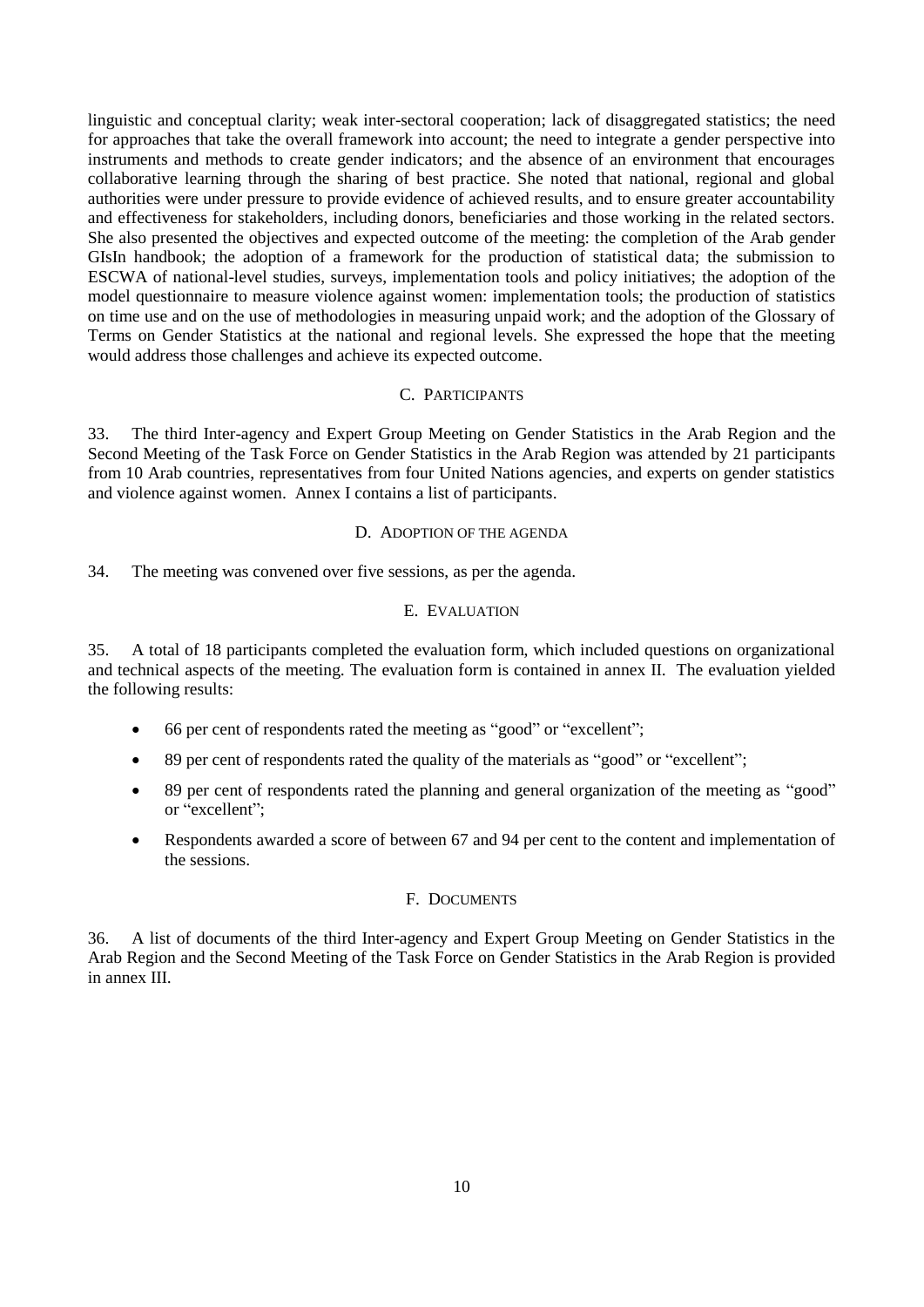linguistic and conceptual clarity; weak inter-sectoral cooperation; lack of disaggregated statistics; the need for approaches that take the overall framework into account; the need to integrate a gender perspective into instruments and methods to create gender indicators; and the absence of an environment that encourages collaborative learning through the sharing of best practice. She noted that national, regional and global authorities were under pressure to provide evidence of achieved results, and to ensure greater accountability and effectiveness for stakeholders, including donors, beneficiaries and those working in the related sectors. She also presented the objectives and expected outcome of the meeting: the completion of the Arab gender GIsIn handbook; the adoption of a framework for the production of statistical data; the submission to ESCWA of national-level studies, surveys, implementation tools and policy initiatives; the adoption of the model questionnaire to measure violence against women: implementation tools; the production of statistics on time use and on the use of methodologies in measuring unpaid work; and the adoption of the Glossary of Terms on Gender Statistics at the national and regional levels. She expressed the hope that the meeting would address those challenges and achieve its expected outcome.

### C. Participants

33. The third Inter-agency and Expert Group Meeting on Gender Statistics in the Arab Region and the Second Meeting of the Task Force on Gender Statistics in the Arab Region was attended by 21 participants from 10 Arab countries, representatives from four United Nations agencies, and experts on gender statistics and violence against women. Annex I contains a list of participants.

### D. Adoption of the agenda

34. The meeting was convened over five sessions, as per the agenda.

### E. Evaluation

35. A total of 18 participants completed the evaluation form, which included questions on organizational and technical aspects of the meeting. The evaluation form is contained in annex II. The evaluation yielded the following results:

- 66 per cent of respondents rated the meeting as "good" or "excellent";
- 89 per cent of respondents rated the quality of the materials as "good" or "excellent";
- 89 per cent of respondents rated the planning and general organization of the meeting as "good" or "excellent";
- Respondents awarded a score of between 67 and 94 per cent to the content and implementation of the sessions.

### F. Documents

36. A list of documents of the third Inter-agency and Expert Group Meeting on Gender Statistics in the Arab Region and the Second Meeting of the Task Force on Gender Statistics in the Arab Region is provided in annex III.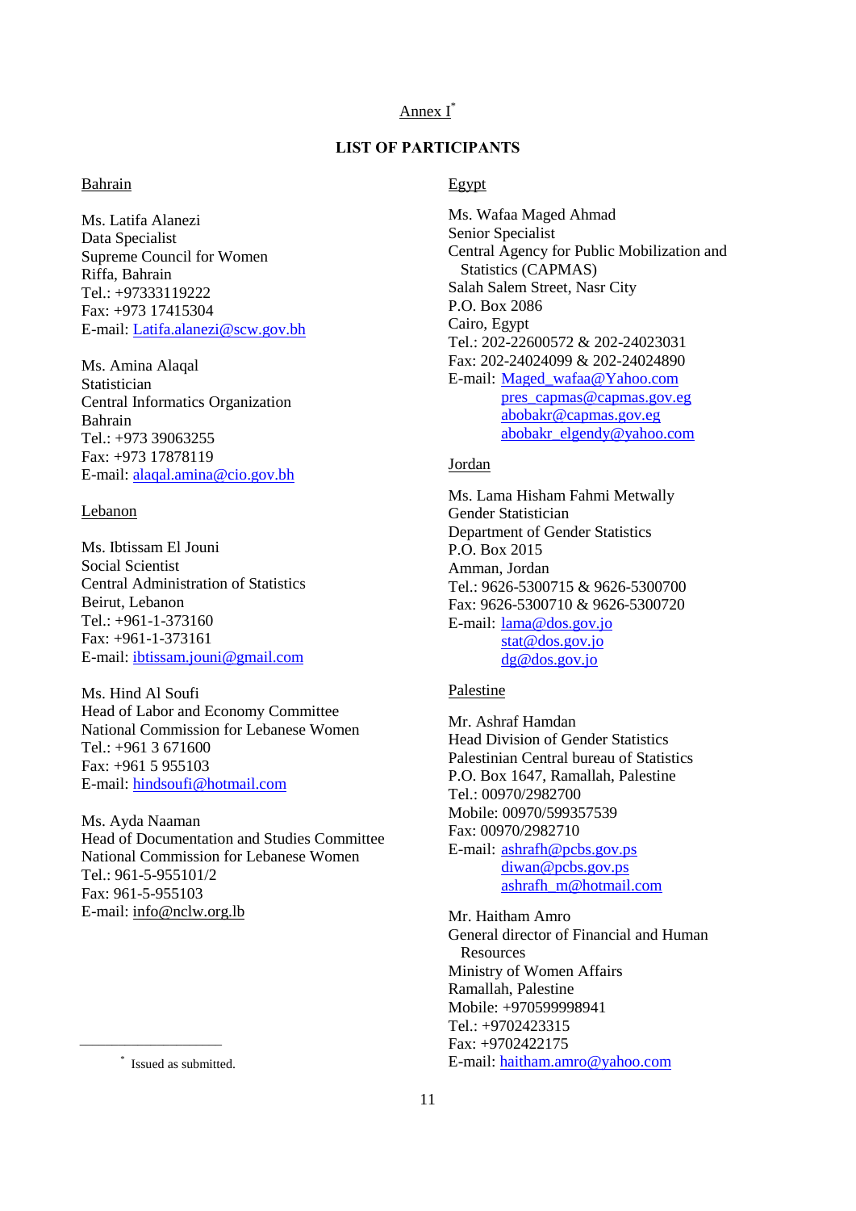Annex I[*]

## LIST OF PARTICIPANTS

Bahrain

Ms. Latifa Alanezi
Data Specialist
Supreme Council for Women
Riffa, Bahrain
Tel.: +97333119222
Fax: +973 17415304
E-mail: Latifa.alanezi@scw.gov.bh

Ms. Amina Alaqal
Statistician
Central Informatics Organization
Bahrain
Tel.: +973 39063255
Fax: +973 17878119
E-mail: alaqal.amina@cio.gov.bh

Lebanon

Ms. Ibtissam El Jouni
Social Scientist
Central Administration of Statistics
Beirut, Lebanon
Tel.: +961-1-373160
Fax: +961-1-373161
E-mail: ibtissam.jouni@gmail.com

Ms. Hind Al Soufi
Head of Labor and Economy Committee
National Commission for Lebanese Women
Tel.: +961 3 671600
Fax: +961 5 955103
E-mail: hindsoufi@hotmail.com

Ms. Ayda Naaman
Head of Documentation and Studies Committee
National Commission for Lebanese Women
Tel.: 961-5-955101/2
Fax: 961-5-955103
E-mail: info@nclw.org.lb

Egypt

Ms. Wafaa Maged Ahmad
Senior Specialist
Central Agency for Public Mobilization and Statistics (CAPMAS)
Salah Salem Street, Nasr City
P.O. Box 2086
Cairo, Egypt
Tel.: 202-22600572 & 202-24023031
Fax: 202-24024099 & 202-24024890
E-mail: Maged_wafaa@Yahoo.com
pres_capmas@capmas.gov.eg
abobakr@capmas.gov.eg
abobakr_elgendy@yahoo.com

Jordan

Ms. Lama Hisham Fahmi Metwally
Gender Statistician
Department of Gender Statistics
P.O. Box 2015
Amman, Jordan
Tel.: 9626-5300715 & 9626-5300700
Fax: 9626-5300710 & 9626-5300720
E-mail: lama@dos.gov.jo
stat@dos.gov.jo
dg@dos.gov.jo

Palestine

Mr. Ashraf Hamdan
Head Division of Gender Statistics
Palestinian Central bureau of Statistics
P.O. Box 1647, Ramallah, Palestine
Tel.: 00970/2982700
Mobile: 00970/599357539
Fax: 00970/2982710
E-mail: ashrafh@pcbs.gov.ps
diwan@pcbs.gov.ps
ashrafh_m@hotmail.com

Mr. Haitham Amro
General director of Financial and Human Resources
Ministry of Women Affairs
Ramallah, Palestine
Mobile: +970599998941
Tel.: +9702423315
Fax: +9702422175
E-mail: haitham.amro@yahoo.com

[*] Issued as submitted.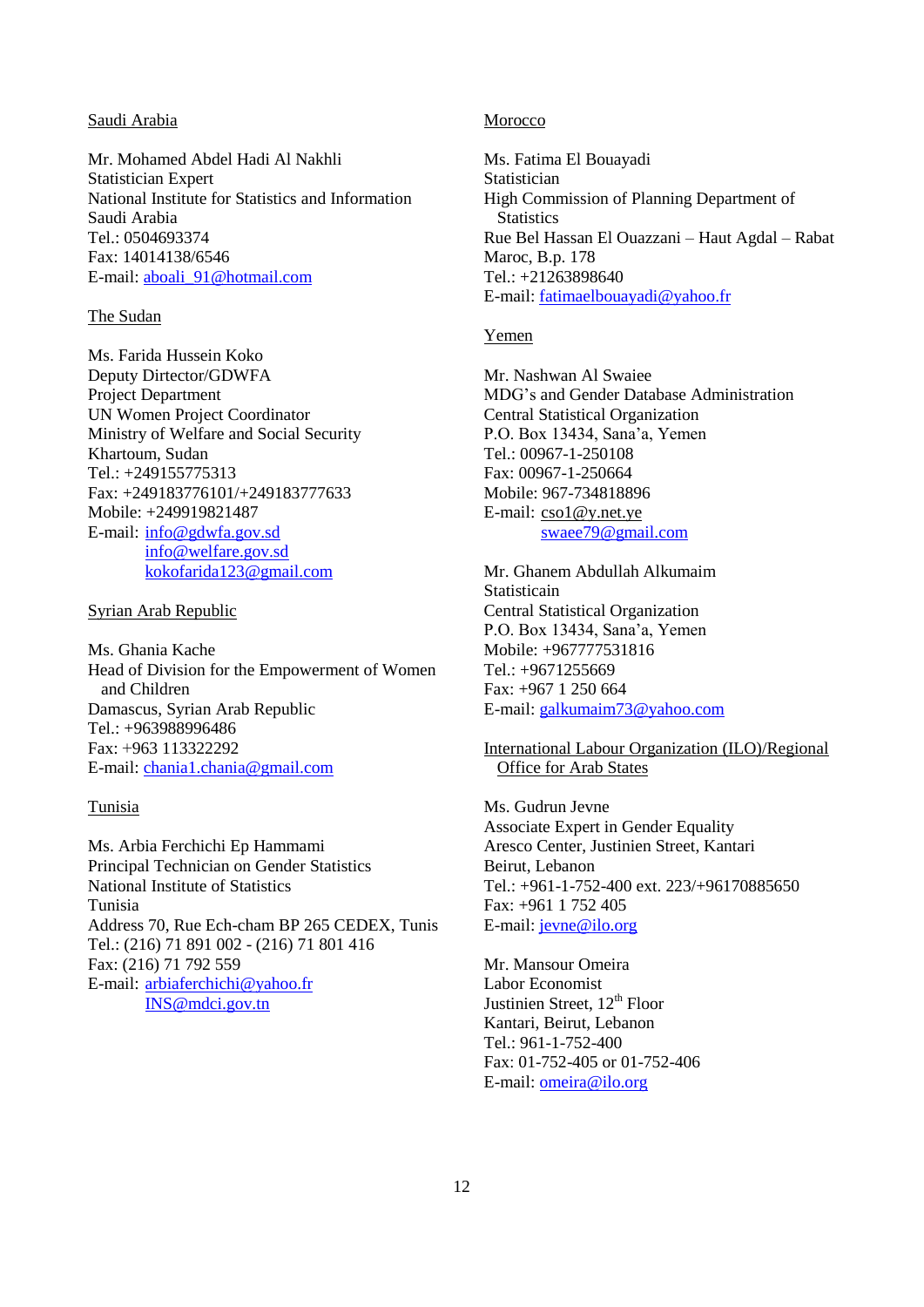Saudi Arabia

Mr. Mohamed Abdel Hadi Al Nakhli
Statistician Expert
National Institute for Statistics and Information
Saudi Arabia
Tel.: 0504693374
Fax: 14014138/6546
E-mail: aboali_91@hotmail.com

The Sudan

Ms. Farida Hussein Koko
Deputy Dirtector/GDWFA
Project Department
UN Women Project Coordinator
Ministry of Welfare and Social Security
Khartoum, Sudan
Tel.: +249155775313
Fax: +249183776101/+249183777633
Mobile: +249919821487
E-mail: info@gdwfa.gov.sd
info@welfare.gov.sd
kokofarida123@gmail.com

Syrian Arab Republic

Ms. Ghania Kache
Head of Division for the Empowerment of Women and Children
Damascus, Syrian Arab Republic
Tel.: +963988996486
Fax: +963 113322292
E-mail: chania1.chania@gmail.com

Tunisia

Ms. Arbia Ferchichi Ep Hammami
Principal Technician on Gender Statistics
National Institute of Statistics
Tunisia
Address 70, Rue Ech-cham BP 265 CEDEX, Tunis
Tel.: (216) 71 891 002 - (216) 71 801 416
Fax: (216) 71 792 559
E-mail: arbiaferchichi@yahoo.fr
INS@mdci.gov.tn

Morocco

Ms. Fatima El Bouayadi
Statistician
High Commission of Planning Department of Statistics
Rue Bel Hassan El Ouazzani – Haut Agdal – Rabat
Maroc, B.p. 178
Tel.: +21263898640
E-mail: fatimaelbouayadi@yahoo.fr

Yemen

Mr. Nashwan Al Swaiee
MDG's and Gender Database Administration
Central Statistical Organization
P.O. Box 13434, Sana'a, Yemen
Tel.: 00967-1-250108
Fax: 00967-1-250664
Mobile: 967-734818896
E-mail: cso1@y.net.ye
swaee79@gmail.com

Mr. Ghanem Abdullah Alkumaim
Statisticain
Central Statistical Organization
P.O. Box 13434, Sana'a, Yemen
Mobile: +967777531816
Tel.: +9671255669
Fax: +967 1 250 664
E-mail: galkumaim73@yahoo.com

International Labour Organization (ILO)/Regional Office for Arab States

Ms. Gudrun Jevne
Associate Expert in Gender Equality
Aresco Center, Justinien Street, Kantari
Beirut, Lebanon
Tel.: +961-1-752-400 ext. 223/+96170885650
Fax: +961 1 752 405
E-mail: jevne@ilo.org

Mr. Mansour Omeira
Labor Economist
Justinien Street, 12th Floor
Kantari, Beirut, Lebanon
Tel.: 961-1-752-400
Fax: 01-752-405 or 01-752-406
E-mail: omeira@ilo.org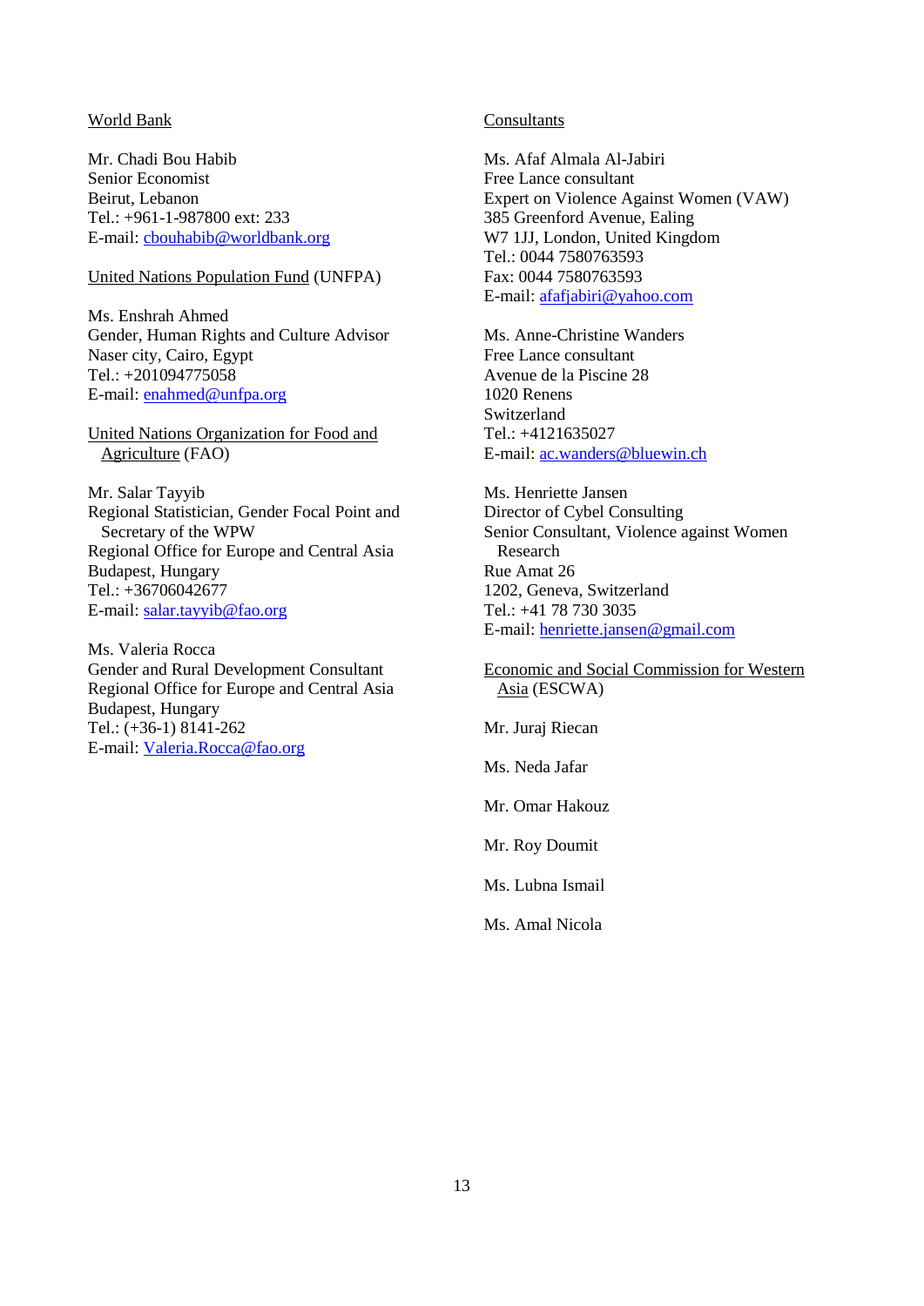<u>World Bank</u>

Mr. Chadi Bou Habib
Senior Economist
Beirut, Lebanon
Tel.: +961-1-987800 ext: 233
E-mail: cbouhabib@worldbank.org

<u>United Nations Population Fund</u> (UNFPA)

Ms. Enshrah Ahmed
Gender, Human Rights and Culture Advisor
Naser city, Cairo, Egypt
Tel.: +201094775058
E-mail: enahmed@unfpa.org

<u>United Nations Organization for Food and Agriculture</u> (FAO)

Mr. Salar Tayyib
Regional Statistician, Gender Focal Point and Secretary of the WPW
Regional Office for Europe and Central Asia
Budapest, Hungary
Tel.: +36706042677
E-mail: salar.tayyib@fao.org

Ms. Valeria Rocca
Gender and Rural Development Consultant
Regional Office for Europe and Central Asia
Budapest, Hungary
Tel.: (+36-1) 8141-262
E-mail: Valeria.Rocca@fao.org

<u>Consultants</u>

Ms. Afaf Almala Al-Jabiri
Free Lance consultant
Expert on Violence Against Women (VAW)
385 Greenford Avenue, Ealing
W7 1JJ, London, United Kingdom
Tel.: 0044 7580763593
Fax: 0044 7580763593
E-mail: afafjabiri@yahoo.com

Ms. Anne-Christine Wanders
Free Lance consultant
Avenue de la Piscine 28
1020 Renens
Switzerland
Tel.: +4121635027
E-mail: ac.wanders@bluewin.ch

Ms. Henriette Jansen
Director of Cybel Consulting
Senior Consultant, Violence against Women Research
Rue Amat 26
1202, Geneva, Switzerland
Tel.: +41 78 730 3035
E-mail: henriette.jansen@gmail.com

<u>Economic and Social Commission for Western Asia</u> (ESCWA)

Mr. Juraj Riecan

Ms. Neda Jafar

Mr. Omar Hakouz

Mr. Roy Doumit

Ms. Lubna Ismail

Ms. Amal Nicola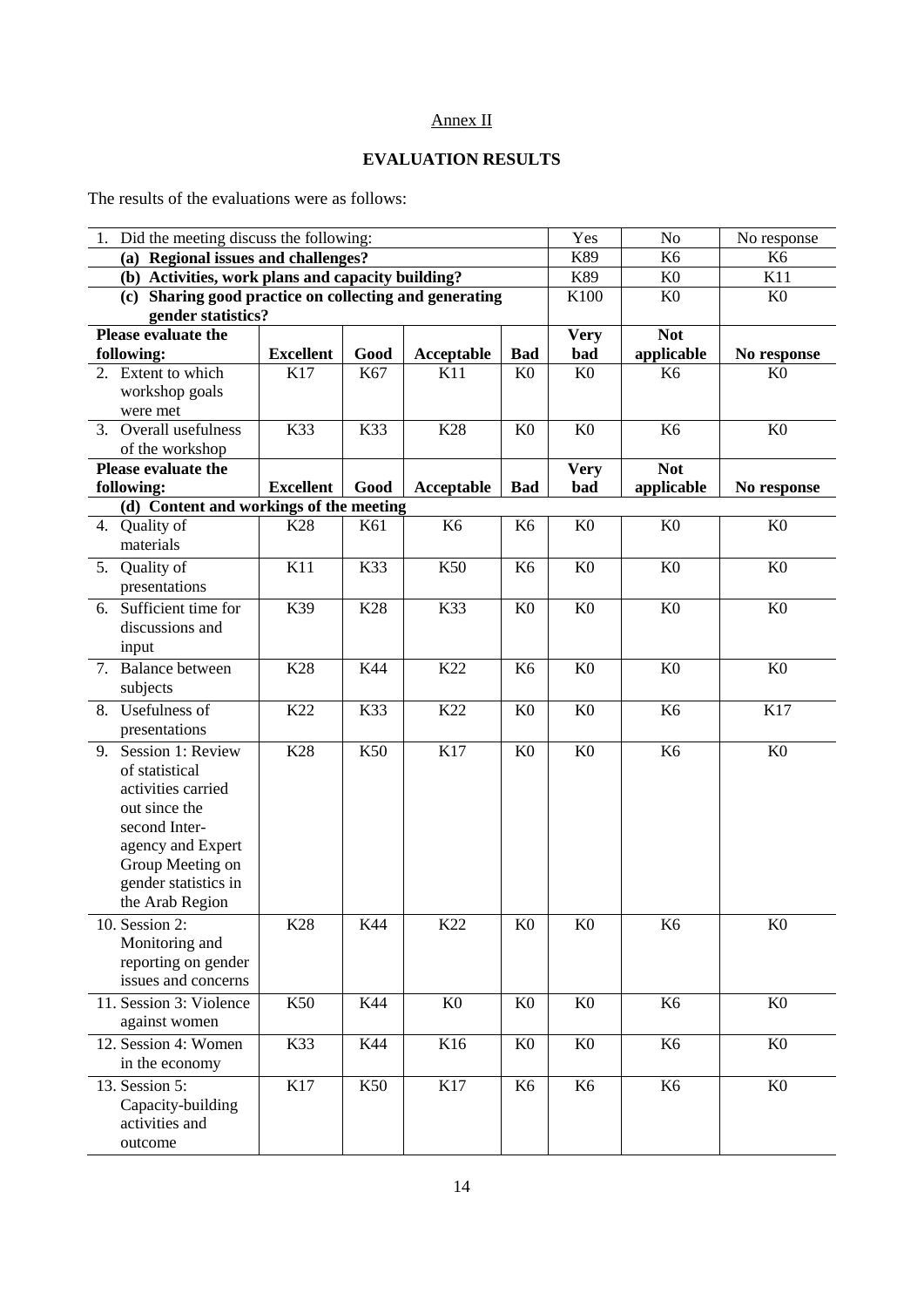Annex II

## EVALUATION RESULTS

The results of the evaluations were as follows:

| 1. Did the meeting discuss the following: | | | | | Yes | No | No response |
|---|---|---|---|---|---|---|---|
| **(a) Regional issues and challenges?** | | | | | K89 | K6 | K6 |
| **(b) Activities, work plans and capacity building?** | | | | | K89 | K0 | K11 |
| **(c) Sharing good practice on collecting and generating gender statistics?** | | | | | K100 | K0 | K0 |
| **Please evaluate the following:** | **Excellent** | **Good** | **Acceptable** | **Bad** | **Very bad** | **Not applicable** | **No response** |
| 2. Extent to which workshop goals were met | K17 | K67 | K11 | K0 | K0 | K6 | K0 |
| 3. Overall usefulness of the workshop | K33 | K33 | K28 | K0 | K0 | K6 | K0 |
| **Please evaluate the following:** | **Excellent** | **Good** | **Acceptable** | **Bad** | **Very bad** | **Not applicable** | **No response** |
| **(d) Content and workings of the meeting** | | | | | | | |
| 4. Quality of materials | K28 | K61 | K6 | K6 | K0 | K0 | K0 |
| 5. Quality of presentations | K11 | K33 | K50 | K6 | K0 | K0 | K0 |
| 6. Sufficient time for discussions and input | K39 | K28 | K33 | K0 | K0 | K0 | K0 |
| 7. Balance between subjects | K28 | K44 | K22 | K6 | K0 | K0 | K0 |
| 8. Usefulness of presentations | K22 | K33 | K22 | K0 | K0 | K6 | K17 |
| 9. Session 1: Review of statistical activities carried out since the second Inter-agency and Expert Group Meeting on gender statistics in the Arab Region | K28 | K50 | K17 | K0 | K0 | K6 | K0 |
| 10. Session 2: Monitoring and reporting on gender issues and concerns | K28 | K44 | K22 | K0 | K0 | K6 | K0 |
| 11. Session 3: Violence against women | K50 | K44 | K0 | K0 | K0 | K6 | K0 |
| 12. Session 4: Women in the economy | K33 | K44 | K16 | K0 | K0 | K6 | K0 |
| 13. Session 5: Capacity-building activities and outcome | K17 | K50 | K17 | K6 | K6 | K6 | K0 |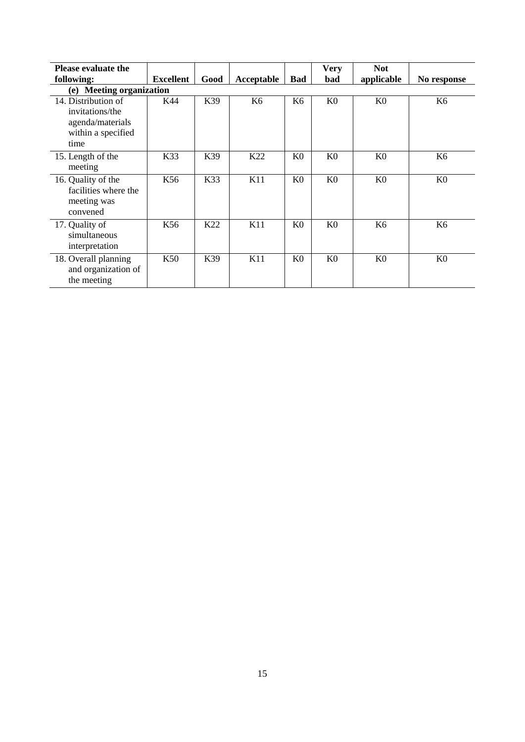| Please evaluate the following: | Excellent | Good | Acceptable | Bad | Very bad | Not applicable | No response |
|---|---|---|---|---|---|---|---|
| **(e) Meeting organization** | | | | | | | |
| 14. Distribution of invitations/the agenda/materials within a specified time | K44 | K39 | K6 | K6 | K0 | K0 | K6 |
| 15. Length of the meeting | K33 | K39 | K22 | K0 | K0 | K0 | K6 |
| 16. Quality of the facilities where the meeting was convened | K56 | K33 | K11 | K0 | K0 | K0 | K0 |
| 17. Quality of simultaneous interpretation | K56 | K22 | K11 | K0 | K0 | K6 | K6 |
| 18. Overall planning and organization of the meeting | K50 | K39 | K11 | K0 | K0 | K0 | K0 |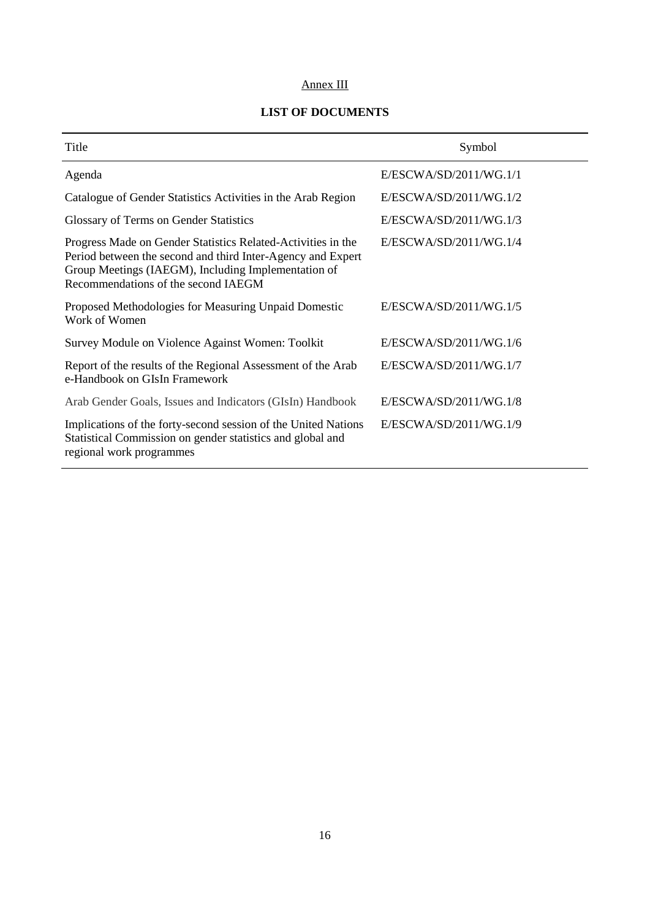Annex III

## LIST OF DOCUMENTS

| Title | Symbol |
|---|---|
| Agenda | E/ESCWA/SD/2011/WG.1/1 |
| Catalogue of Gender Statistics Activities in the Arab Region | E/ESCWA/SD/2011/WG.1/2 |
| Glossary of Terms on Gender Statistics | E/ESCWA/SD/2011/WG.1/3 |
| Progress Made on Gender Statistics Related-Activities in the Period between the second and third Inter-Agency and Expert Group Meetings (IAEGM), Including Implementation of Recommendations of the second IAEGM | E/ESCWA/SD/2011/WG.1/4 |
| Proposed Methodologies for Measuring Unpaid Domestic Work of Women | E/ESCWA/SD/2011/WG.1/5 |
| Survey Module on Violence Against Women: Toolkit | E/ESCWA/SD/2011/WG.1/6 |
| Report of the results of the Regional Assessment of the Arab e-Handbook on GIsIn Framework | E/ESCWA/SD/2011/WG.1/7 |
| Arab Gender Goals, Issues and Indicators (GIsIn) Handbook | E/ESCWA/SD/2011/WG.1/8 |
| Implications of the forty-second session of the United Nations Statistical Commission on gender statistics and global and regional work programmes | E/ESCWA/SD/2011/WG.1/9 |